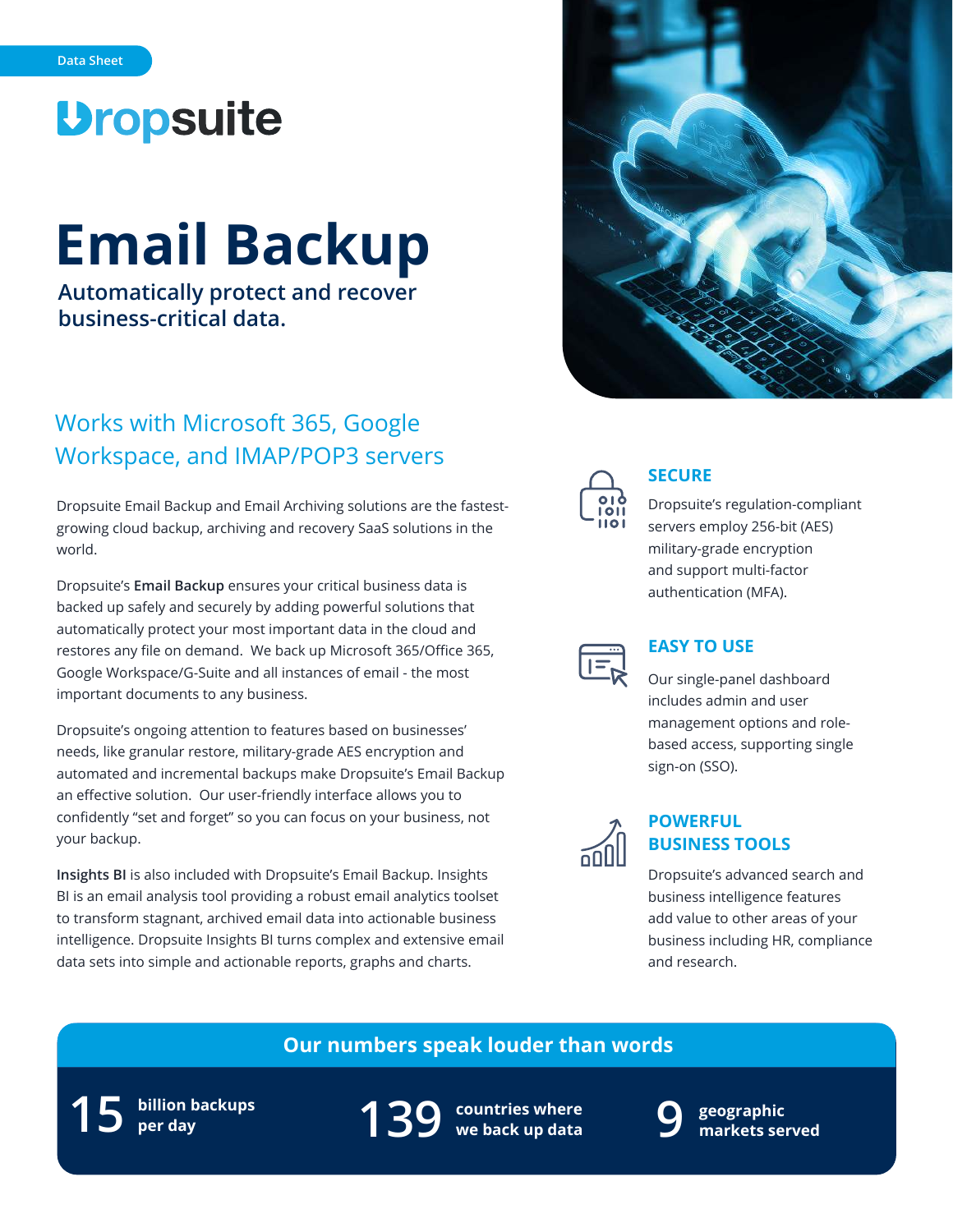Data Sheet

Dropsuite

# Email Backup

**Automatically protect and recover business-critical data.**

## Works with Microsoft 365, Google Workspace, and IMAP/POP3 servers

Dropsuite Email Backup and Email Archiving solutions are the fastest-growing cloud backup, archiving and recovery SaaS solutions in the world.

Dropsuite's **Email Backup** ensures your critical business data is backed up safely and securely by adding powerful solutions that automatically protect your most important data in the cloud and restores any file on demand. We back up Microsoft 365/Office 365, Google Workspace/G-Suite and all instances of email - the most important documents to any business.

Dropsuite's ongoing attention to features based on businesses' needs, like granular restore, military-grade AES encryption and automated and incremental backups make Dropsuite's Email Backup an effective solution. Our user-friendly interface allows you to confidently "set and forget" so you can focus on your business, not your backup.

**Insights BI** is also included with Dropsuite's Email Backup. Insights BI is an email analysis tool providing a robust email analytics toolset to transform stagnant, archived email data into actionable business intelligence. Dropsuite Insights BI turns complex and extensive email data sets into simple and actionable reports, graphs and charts.

### SECURE

Dropsuite's regulation-compliant servers employ 256-bit (AES) military-grade encryption and support multi-factor authentication (MFA).

### EASY TO USE

Our single-panel dashboard includes admin and user management options and role-based access, supporting single sign-on (SSO).

### POWERFUL BUSINESS TOOLS

Dropsuite's advanced search and business intelligence features add value to other areas of your business including HR, compliance and research.

## Our numbers speak louder than words

**15** billion backups per day

**139** countries where we back up data

**9** geographic markets served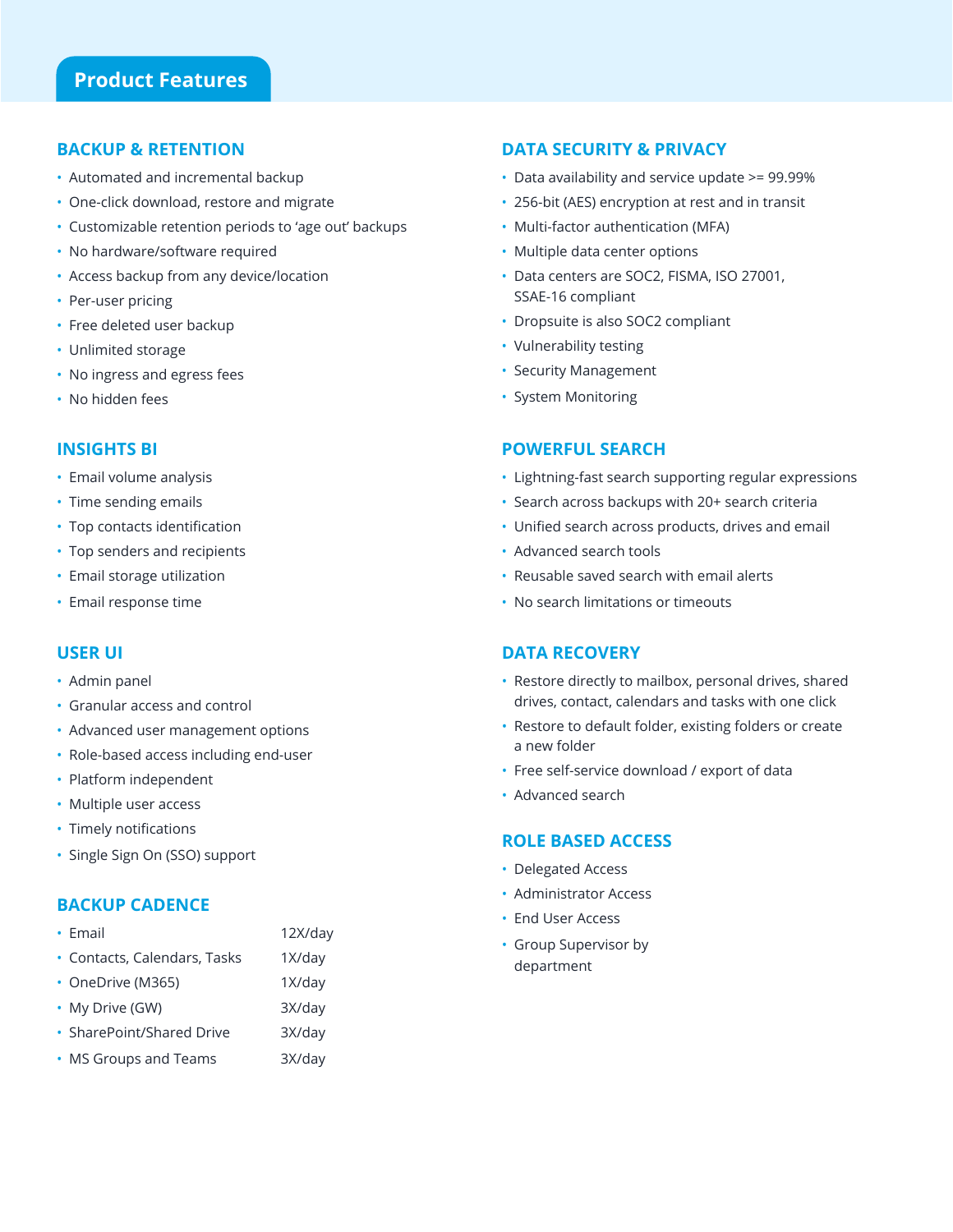# Product Features

## BACKUP & RETENTION

- Automated and incremental backup
- One-click download, restore and migrate
- Customizable retention periods to 'age out' backups
- No hardware/software required
- Access backup from any device/location
- Per-user pricing
- Free deleted user backup
- Unlimited storage
- No ingress and egress fees
- No hidden fees

## INSIGHTS BI

- Email volume analysis
- Time sending emails
- Top contacts identification
- Top senders and recipients
- Email storage utilization
- Email response time

## USER UI

- Admin panel
- Granular access and control
- Advanced user management options
- Role-based access including end-user
- Platform independent
- Multiple user access
- Timely notifications
- Single Sign On (SSO) support

## BACKUP CADENCE

| | |
|---|---|
| Email | 12X/day |
| Contacts, Calendars, Tasks | 1X/day |
| OneDrive (M365) | 1X/day |
| My Drive (GW) | 3X/day |
| SharePoint/Shared Drive | 3X/day |
| MS Groups and Teams | 3X/day |

## DATA SECURITY & PRIVACY

- Data availability and service update >= 99.99%
- 256-bit (AES) encryption at rest and in transit
- Multi-factor authentication (MFA)
- Multiple data center options
- Data centers are SOC2, FISMA, ISO 27001, SSAE-16 compliant
- Dropsuite is also SOC2 compliant
- Vulnerability testing
- Security Management
- System Monitoring

## POWERFUL SEARCH

- Lightning-fast search supporting regular expressions
- Search across backups with 20+ search criteria
- Unified search across products, drives and email
- Advanced search tools
- Reusable saved search with email alerts
- No search limitations or timeouts

## DATA RECOVERY

- Restore directly to mailbox, personal drives, shared drives, contact, calendars and tasks with one click
- Restore to default folder, existing folders or create a new folder
- Free self-service download / export of data
- Advanced search

## ROLE BASED ACCESS

- Delegated Access
- Administrator Access
- End User Access
- Group Supervisor by department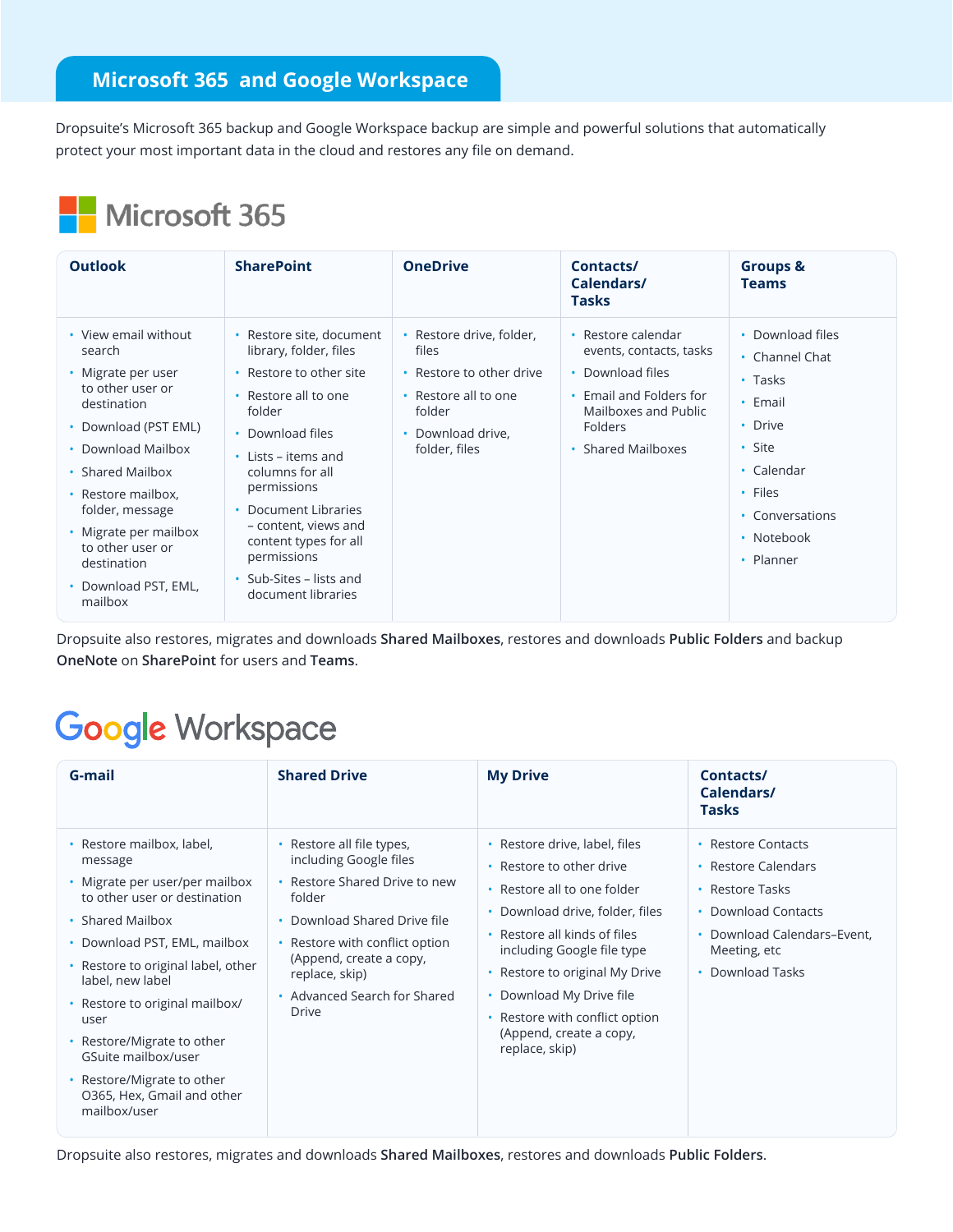## Microsoft 365 and Google Workspace

Dropsuite's Microsoft 365 backup and Google Workspace backup are simple and powerful solutions that automatically protect your most important data in the cloud and restores any file on demand.

### Microsoft 365

| Outlook | SharePoint | OneDrive | Contacts/ Calendars/ Tasks | Groups & Teams |
|---|---|---|---|---|
| • View email without search<br>• Migrate per user to other user or destination<br>• Download (PST EML)<br>• Download Mailbox<br>• Shared Mailbox<br>• Restore mailbox, folder, message<br>• Migrate per mailbox to other user or destination<br>• Download PST, EML, mailbox | • Restore site, document library, folder, files<br>• Restore to other site<br>• Restore all to one folder<br>• Download files<br>• Lists – items and columns for all permissions<br>• Document Libraries – content, views and content types for all permissions<br>• Sub-Sites – lists and document libraries | • Restore drive, folder, files<br>• Restore to other drive<br>• Restore all to one folder<br>• Download drive, folder, files | • Restore calendar events, contacts, tasks<br>• Download files<br>• Email and Folders for Mailboxes and Public Folders<br>• Shared Mailboxes | • Download files<br>• Channel Chat<br>• Tasks<br>• Email<br>• Drive<br>• Site<br>• Calendar<br>• Files<br>• Conversations<br>• Notebook<br>• Planner |

Dropsuite also restores, migrates and downloads **Shared Mailboxes**, restores and downloads **Public Folders** and backup **OneNote** on **SharePoint** for users and **Teams**.

### Google Workspace

| G-mail | Shared Drive | My Drive | Contacts/ Calendars/ Tasks |
|---|---|---|---|
| • Restore mailbox, label, message<br>• Migrate per user/per mailbox to other user or destination<br>• Shared Mailbox<br>• Download PST, EML, mailbox<br>• Restore to original label, other label, new label<br>• Restore to original mailbox/ user<br>• Restore/Migrate to other GSuite mailbox/user<br>• Restore/Migrate to other O365, Hex, Gmail and other mailbox/user | • Restore all file types, including Google files<br>• Restore Shared Drive to new folder<br>• Download Shared Drive file<br>• Restore with conflict option (Append, create a copy, replace, skip)<br>• Advanced Search for Shared Drive | • Restore drive, label, files<br>• Restore to other drive<br>• Restore all to one folder<br>• Download drive, folder, files<br>• Restore all kinds of files including Google file type<br>• Restore to original My Drive<br>• Download My Drive file<br>• Restore with conflict option (Append, create a copy, replace, skip) | • Restore Contacts<br>• Restore Calendars<br>• Restore Tasks<br>• Download Contacts<br>• Download Calendars–Event, Meeting, etc<br>• Download Tasks |

Dropsuite also restores, migrates and downloads **Shared Mailboxes**, restores and downloads **Public Folders**.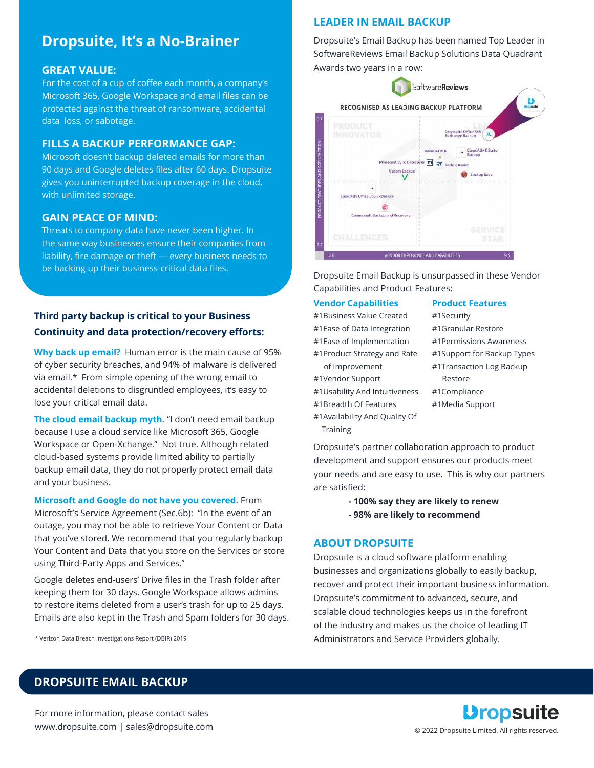## Dropsuite, It's a No-Brainer

### GREAT VALUE:

For the cost of a cup of coffee each month, a company's Microsoft 365, Google Workspace and email files can be protected against the threat of ransomware, accidental data loss, or sabotage.

### FILLS A BACKUP PERFORMANCE GAP:

Microsoft doesn't backup deleted emails for more than 90 days and Google deletes files after 60 days. Dropsuite gives you uninterrupted backup coverage in the cloud, with unlimited storage.

### GAIN PEACE OF MIND:

Threats to company data have never been higher. In the same way businesses ensure their companies from liability, fire damage or theft — every business needs to be backing up their business-critical data files.

### Third party backup is critical to your Business Continuity and data protection/recovery efforts:

**Why back up email?** Human error is the main cause of 95% of cyber security breaches, and 94% of malware is delivered via email.* From simple opening of the wrong email to accidental deletions to disgruntled employees, it's easy to lose your critical email data.

**The cloud email backup myth.** "I don't need email backup because I use a cloud service like Microsoft 365, Google Workspace or Open-Xchange." Not true. Although related cloud-based systems provide limited ability to partially backup email data, they do not properly protect email data and your business.

**Microsoft and Google do not have you covered.** From Microsoft's Service Agreement (Sec.6b): "In the event of an outage, you may not be able to retrieve Your Content or Data that you've stored. We recommend that you regularly backup Your Content and Data that you store on the Services or store using Third-Party Apps and Services."

Google deletes end-users' Drive files in the Trash folder after keeping them for 30 days. Google Workspace allows admins to restore items deleted from a user's trash for up to 25 days. Emails are also kept in the Trash and Spam folders for 30 days.

\* Verizon Data Breach Investigations Report (DBIR) 2019

## LEADER IN EMAIL BACKUP

Dropsuite's Email Backup has been named Top Leader in SoftwareReviews Email Backup Solutions Data Quadrant Awards two years in a row:

SoftwareReviews

RECOGNISED AS LEADING BACKUP PLATFORM

PRODUCT INNOVATOR

LEADER

CHALLENGER

SERVICE STAR

PRODUCT FEATURES AND SATISFACTION

VENDOR EXPERIENCE AND CAPABILITIES

9.7

6.5

6.6

9.3

Dropsuite Office 365 Exchange Backup

NovaBACKUP

CloudAlly G Suite Backup

Mimecast Sync & Recover

BackupAssist

Veeam Backup

Backup Exec

CloudAlly Office 365 Exchange

Commvault Backup and Recovery

Dropsuite Email Backup is unsurpassed in these Vendor Capabilities and Product Features:

**Vendor Capabilities**

- #1 Business Value Created
- #1 Ease of Data Integration
- #1 Ease of Implementation
- #1 Product Strategy and Rate of Improvement
- #1 Vendor Support
- #1 Usability And Intuitiveness
- #1 Breadth Of Features
- #1 Availability And Quality Of Training

**Product Features**

- #1 Security
- #1 Granular Restore
- #1 Permissions Awareness
- #1 Support for Backup Types
- #1 Transaction Log Backup Restore
- #1 Compliance
- #1 Media Support

Dropsuite's partner collaboration approach to product development and support ensures our products meet your needs and are easy to use. This is why our partners are satisfied:

- **100% say they are likely to renew**
- **98% are likely to recommend**

## ABOUT DROPSUITE

Dropsuite is a cloud software platform enabling businesses and organizations globally to easily backup, recover and protect their important business information. Dropsuite's commitment to advanced, secure, and scalable cloud technologies keeps us in the forefront of the industry and makes us the choice of leading IT Administrators and Service Providers globally.

## DROPSUITE EMAIL BACKUP

For more information, please contact sales
www.dropsuite.com | sales@dropsuite.com

Dropsuite

© 2022 Dropsuite Limited. All rights reserved.